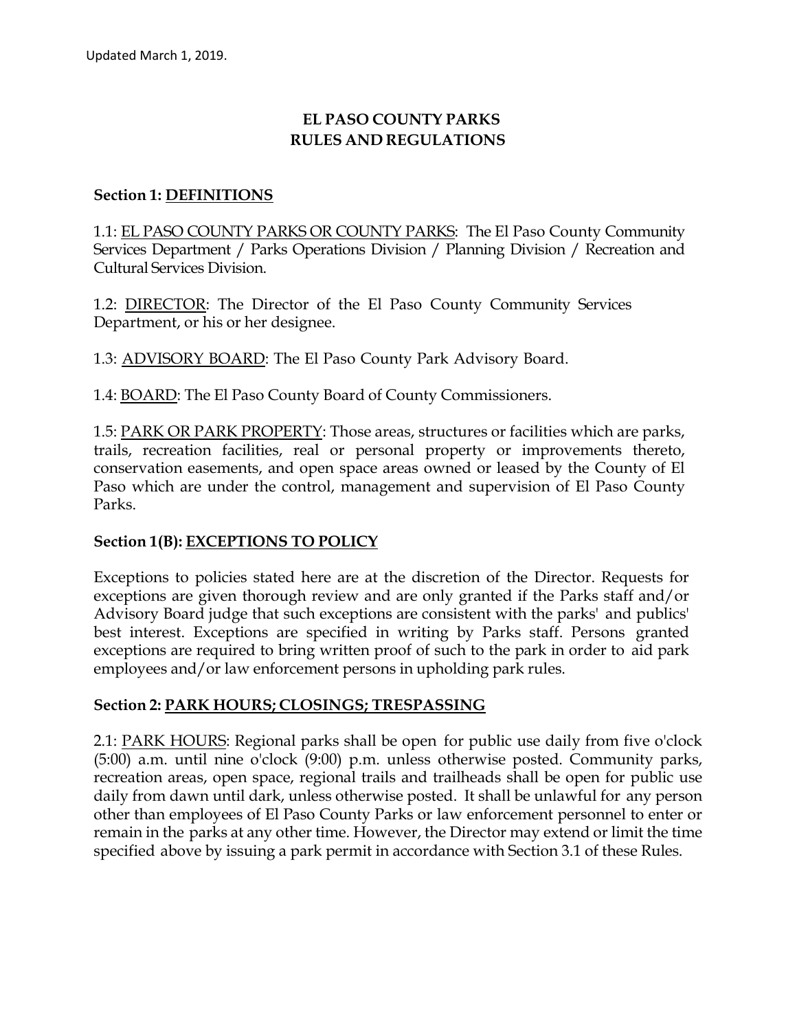Updated March 1, 2019.

# EL PASO COUNTY PARKS RULES AND REGULATIONS

## Section 1: DEFINITIONS

1.1: EL PASO COUNTY PARKS OR COUNTY PARKS: The El Paso County Community Services Department / Parks Operations Division / Planning Division / Recreation and Cultural Services Division.

1.2: DIRECTOR: The Director of the El Paso County Community Services Department, or his or her designee.

1.3: ADVISORY BOARD: The El Paso County Park Advisory Board.

1.4: BOARD: The El Paso County Board of County Commissioners.

1.5: PARK OR PARK PROPERTY: Those areas, structures or facilities which are parks, trails, recreation facilities, real or personal property or improvements thereto, conservation easements, and open space areas owned or leased by the County of El Paso which are under the control, management and supervision of El Paso County Parks.

## Section 1(B): EXCEPTIONS TO POLICY

Exceptions to policies stated here are at the discretion of the Director. Requests for exceptions are given thorough review and are only granted if the Parks staff and/or Advisory Board judge that such exceptions are consistent with the parks' and publics' best interest. Exceptions are specified in writing by Parks staff. Persons granted exceptions are required to bring written proof of such to the park in order to aid park employees and/or law enforcement persons in upholding park rules.

## Section 2: PARK HOURS; CLOSINGS; TRESPASSING

2.1: PARK HOURS: Regional parks shall be open for public use daily from five o'clock (5:00) a.m. until nine o'clock (9:00) p.m. unless otherwise posted. Community parks, recreation areas, open space, regional trails and trailheads shall be open for public use daily from dawn until dark, unless otherwise posted. It shall be unlawful for any person other than employees of El Paso County Parks or law enforcement personnel to enter or remain in the parks at any other time. However, the Director may extend or limit the time specified above by issuing a park permit in accordance with Section 3.1 of these Rules.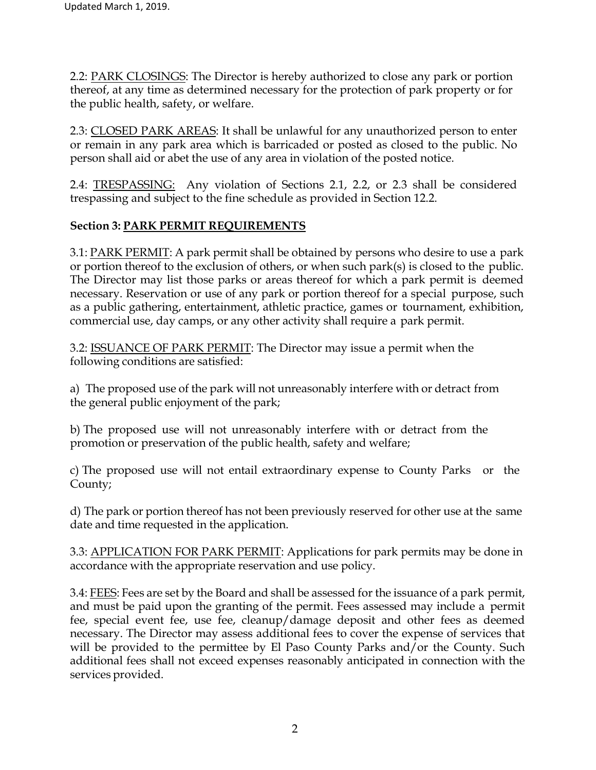2.2: PARK CLOSINGS: The Director is hereby authorized to close any park or portion thereof, at any time as determined necessary for the protection of park property or for the public health, safety, or welfare.

2.3: CLOSED PARK AREAS: It shall be unlawful for any unauthorized person to enter or remain in any park area which is barricaded or posted as closed to the public. No person shall aid or abet the use of any area in violation of the posted notice.

2.4: TRESPASSING: Any violation of Sections 2.1, 2.2, or 2.3 shall be considered trespassing and subject to the fine schedule as provided in Section 12.2.

## Section 3: PARK PERMIT REQUIREMENTS

3.1: PARK PERMIT: A park permit shall be obtained by persons who desire to use a park or portion thereof to the exclusion of others, or when such park(s) is closed to the public. The Director may list those parks or areas thereof for which a park permit is deemed necessary. Reservation or use of any park or portion thereof for a special purpose, such as a public gathering, entertainment, athletic practice, games or tournament, exhibition, commercial use, day camps, or any other activity shall require a park permit.

3.2: ISSUANCE OF PARK PERMIT: The Director may issue a permit when the following conditions are satisfied:

a) The proposed use of the park will not unreasonably interfere with or detract from the general public enjoyment of the park;

b) The proposed use will not unreasonably interfere with or detract from the promotion or preservation of the public health, safety and welfare;

c) The proposed use will not entail extraordinary expense to County Parks or the County;

d) The park or portion thereof has not been previously reserved for other use at the same date and time requested in the application.

3.3: APPLICATION FOR PARK PERMIT: Applications for park permits may be done in accordance with the appropriate reservation and use policy.

3.4: FEES: Fees are set by the Board and shall be assessed for the issuance of a park permit, and must be paid upon the granting of the permit. Fees assessed may include a permit fee, special event fee, use fee, cleanup/damage deposit and other fees as deemed necessary. The Director may assess additional fees to cover the expense of services that will be provided to the permittee by El Paso County Parks and/or the County. Such additional fees shall not exceed expenses reasonably anticipated in connection with the services provided.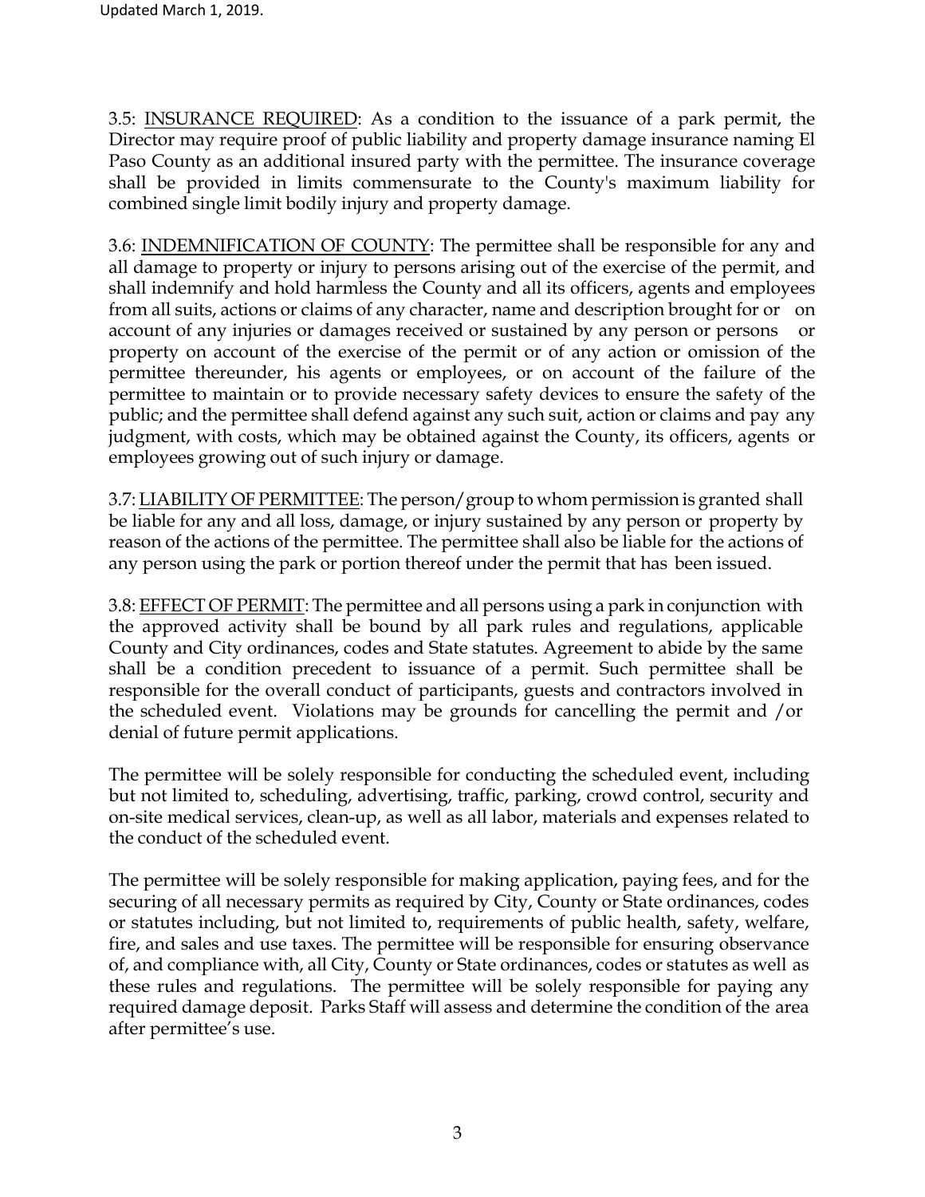3.5: INSURANCE REQUIRED: As a condition to the issuance of a park permit, the Director may require proof of public liability and property damage insurance naming El Paso County as an additional insured party with the permittee. The insurance coverage shall be provided in limits commensurate to the County's maximum liability for combined single limit bodily injury and property damage.

3.6: INDEMNIFICATION OF COUNTY: The permittee shall be responsible for any and all damage to property or injury to persons arising out of the exercise of the permit, and shall indemnify and hold harmless the County and all its officers, agents and employees from all suits, actions or claims of any character, name and description brought for or on account of any injuries or damages received or sustained by any person or persons or property on account of the exercise of the permit or of any action or omission of the permittee thereunder, his agents or employees, or on account of the failure of the permittee to maintain or to provide necessary safety devices to ensure the safety of the public; and the permittee shall defend against any such suit, action or claims and pay any judgment, with costs, which may be obtained against the County, its officers, agents or employees growing out of such injury or damage.

3.7: LIABILITY OF PERMITTEE: The person/group to whom permission is granted shall be liable for any and all loss, damage, or injury sustained by any person or property by reason of the actions of the permittee. The permittee shall also be liable for the actions of any person using the park or portion thereof under the permit that has been issued.

3.8: EFFECT OF PERMIT: The permittee and all persons using a park in conjunction with the approved activity shall be bound by all park rules and regulations, applicable County and City ordinances, codes and State statutes. Agreement to abide by the same shall be a condition precedent to issuance of a permit. Such permittee shall be responsible for the overall conduct of participants, guests and contractors involved in the scheduled event. Violations may be grounds for cancelling the permit and /or denial of future permit applications.

The permittee will be solely responsible for conducting the scheduled event, including but not limited to, scheduling, advertising, traffic, parking, crowd control, security and on-site medical services, clean-up, as well as all labor, materials and expenses related to the conduct of the scheduled event.

The permittee will be solely responsible for making application, paying fees, and for the securing of all necessary permits as required by City, County or State ordinances, codes or statutes including, but not limited to, requirements of public health, safety, welfare, fire, and sales and use taxes. The permittee will be responsible for ensuring observance of, and compliance with, all City, County or State ordinances, codes or statutes as well as these rules and regulations. The permittee will be solely responsible for paying any required damage deposit. Parks Staff will assess and determine the condition of the area after permittee's use.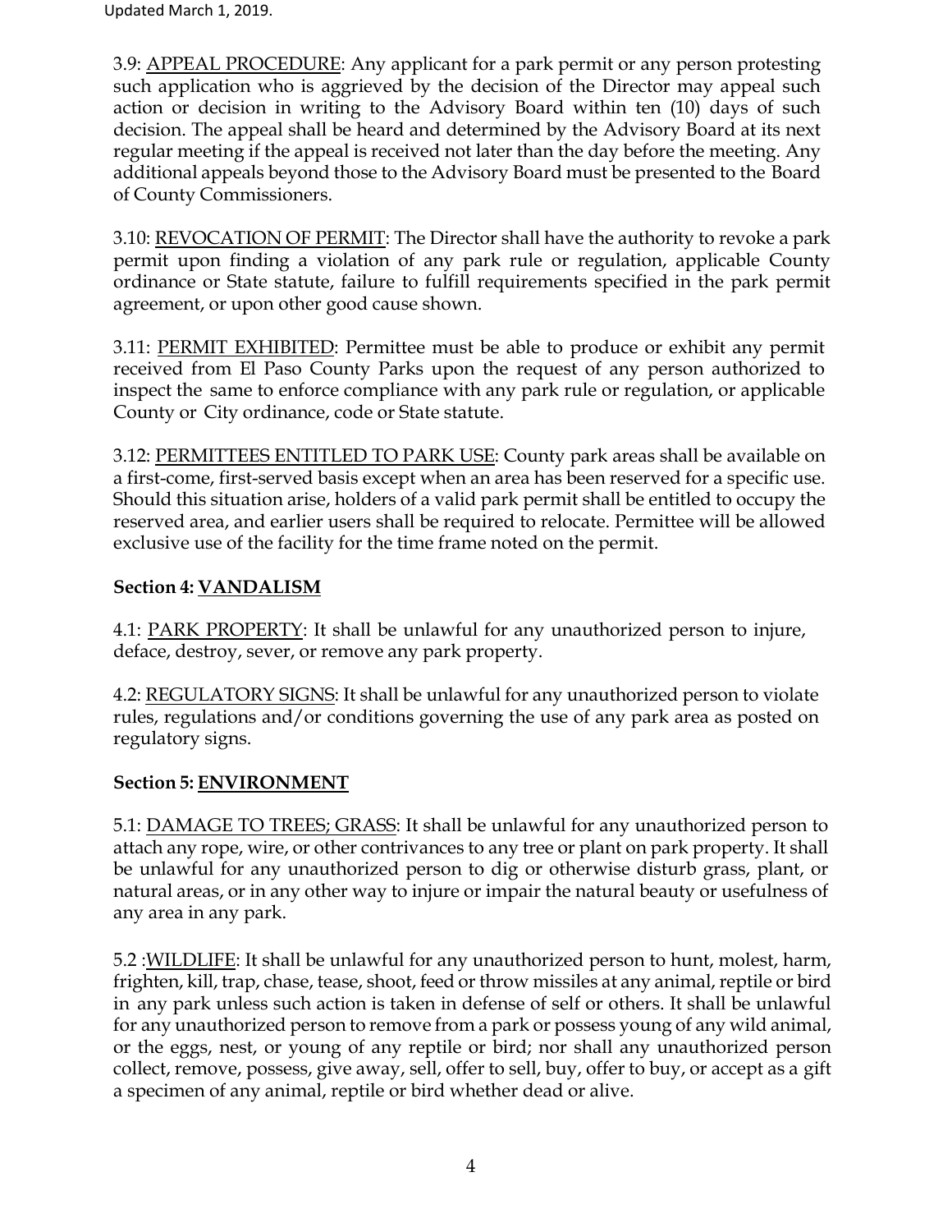3.9: <u>APPEAL PROCEDURE</u>: Any applicant for a park permit or any person protesting such application who is aggrieved by the decision of the Director may appeal such action or decision in writing to the Advisory Board within ten (10) days of such decision. The appeal shall be heard and determined by the Advisory Board at its next regular meeting if the appeal is received not later than the day before the meeting. Any additional appeals beyond those to the Advisory Board must be presented to the Board of County Commissioners.

3.10: <u>REVOCATION OF PERMIT</u>: The Director shall have the authority to revoke a park permit upon finding a violation of any park rule or regulation, applicable County ordinance or State statute, failure to fulfill requirements specified in the park permit agreement, or upon other good cause shown.

3.11: <u>PERMIT EXHIBITED</u>: Permittee must be able to produce or exhibit any permit received from El Paso County Parks upon the request of any person authorized to inspect the same to enforce compliance with any park rule or regulation, or applicable County or City ordinance, code or State statute.

3.12: <u>PERMITTEES ENTITLED TO PARK USE</u>: County park areas shall be available on a first-come, first-served basis except when an area has been reserved for a specific use. Should this situation arise, holders of a valid park permit shall be entitled to occupy the reserved area, and earlier users shall be required to relocate. Permittee will be allowed exclusive use of the facility for the time frame noted on the permit.

**Section 4: <u>VANDALISM</u>**

4.1: <u>PARK PROPERTY</u>: It shall be unlawful for any unauthorized person to injure, deface, destroy, sever, or remove any park property.

4.2: <u>REGULATORY SIGNS</u>: It shall be unlawful for any unauthorized person to violate rules, regulations and/or conditions governing the use of any park area as posted on regulatory signs.

**Section 5: <u>ENVIRONMENT</u>**

5.1: <u>DAMAGE TO TREES; GRASS</u>: It shall be unlawful for any unauthorized person to attach any rope, wire, or other contrivances to any tree or plant on park property. It shall be unlawful for any unauthorized person to dig or otherwise disturb grass, plant, or natural areas, or in any other way to injure or impair the natural beauty or usefulness of any area in any park.

5.2 :<u>WILDLIFE</u>: It shall be unlawful for any unauthorized person to hunt, molest, harm, frighten, kill, trap, chase, tease, shoot, feed or throw missiles at any animal, reptile or bird in any park unless such action is taken in defense of self or others. It shall be unlawful for any unauthorized person to remove from a park or possess young of any wild animal, or the eggs, nest, or young of any reptile or bird; nor shall any unauthorized person collect, remove, possess, give away, sell, offer to sell, buy, offer to buy, or accept as a gift a specimen of any animal, reptile or bird whether dead or alive.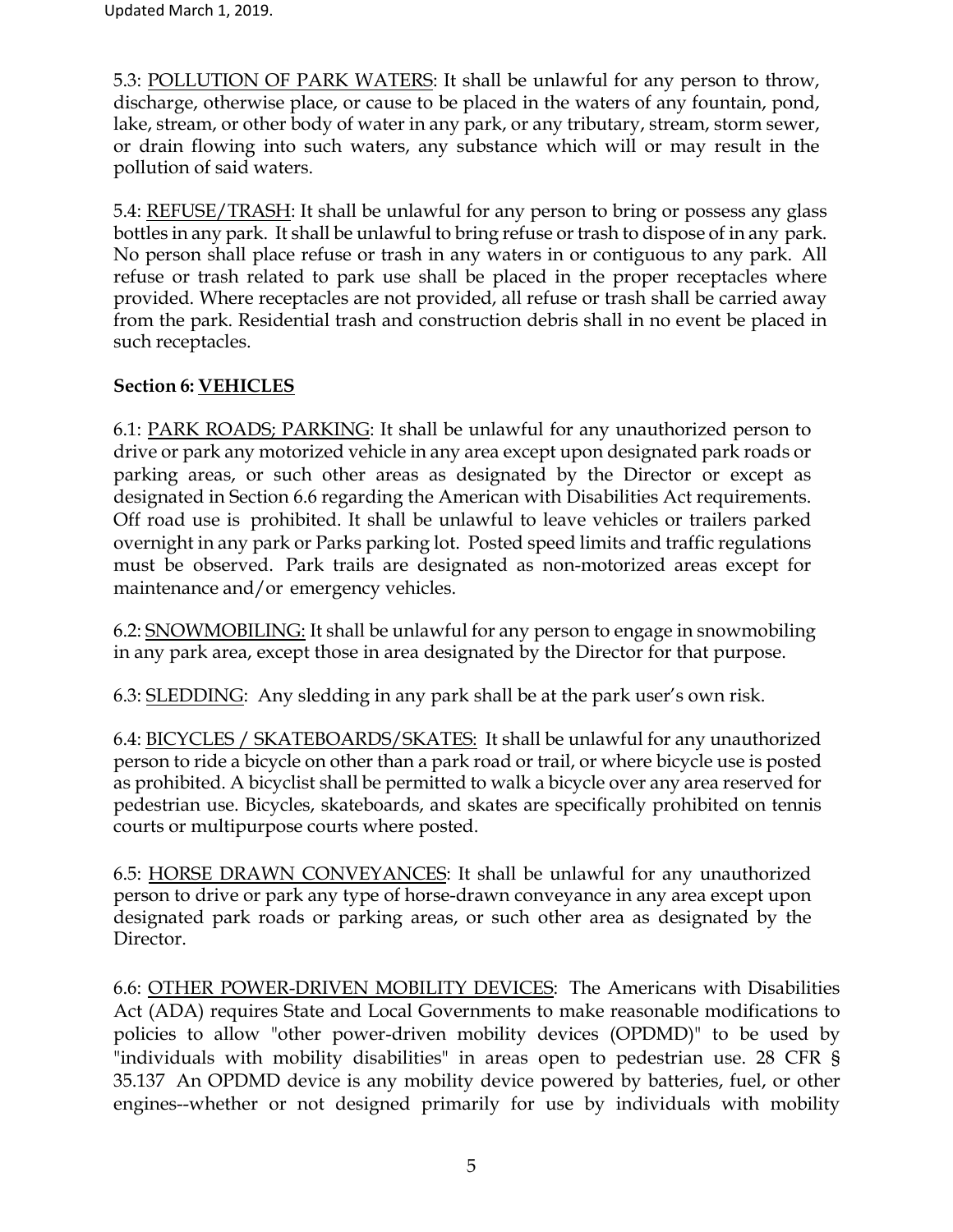5.3: POLLUTION OF PARK WATERS: It shall be unlawful for any person to throw, discharge, otherwise place, or cause to be placed in the waters of any fountain, pond, lake, stream, or other body of water in any park, or any tributary, stream, storm sewer, or drain flowing into such waters, any substance which will or may result in the pollution of said waters.

5.4: REFUSE/TRASH: It shall be unlawful for any person to bring or possess any glass bottles in any park. It shall be unlawful to bring refuse or trash to dispose of in any park. No person shall place refuse or trash in any waters in or contiguous to any park. All refuse or trash related to park use shall be placed in the proper receptacles where provided. Where receptacles are not provided, all refuse or trash shall be carried away from the park. Residential trash and construction debris shall in no event be placed in such receptacles.

**Section 6: VEHICLES**

6.1: PARK ROADS; PARKING: It shall be unlawful for any unauthorized person to drive or park any motorized vehicle in any area except upon designated park roads or parking areas, or such other areas as designated by the Director or except as designated in Section 6.6 regarding the American with Disabilities Act requirements. Off road use is prohibited. It shall be unlawful to leave vehicles or trailers parked overnight in any park or Parks parking lot. Posted speed limits and traffic regulations must be observed. Park trails are designated as non-motorized areas except for maintenance and/or emergency vehicles.

6.2: SNOWMOBILING: It shall be unlawful for any person to engage in snowmobiling in any park area, except those in area designated by the Director for that purpose.

6.3: SLEDDING: Any sledding in any park shall be at the park user's own risk.

6.4: BICYCLES / SKATEBOARDS/SKATES: It shall be unlawful for any unauthorized person to ride a bicycle on other than a park road or trail, or where bicycle use is posted as prohibited. A bicyclist shall be permitted to walk a bicycle over any area reserved for pedestrian use. Bicycles, skateboards, and skates are specifically prohibited on tennis courts or multipurpose courts where posted.

6.5: HORSE DRAWN CONVEYANCES: It shall be unlawful for any unauthorized person to drive or park any type of horse-drawn conveyance in any area except upon designated park roads or parking areas, or such other area as designated by the Director.

6.6: OTHER POWER-DRIVEN MOBILITY DEVICES: The Americans with Disabilities Act (ADA) requires State and Local Governments to make reasonable modifications to policies to allow "other power-driven mobility devices (OPDMD)" to be used by "individuals with mobility disabilities" in areas open to pedestrian use. 28 CFR § 35.137 An OPDMD device is any mobility device powered by batteries, fuel, or other engines--whether or not designed primarily for use by individuals with mobility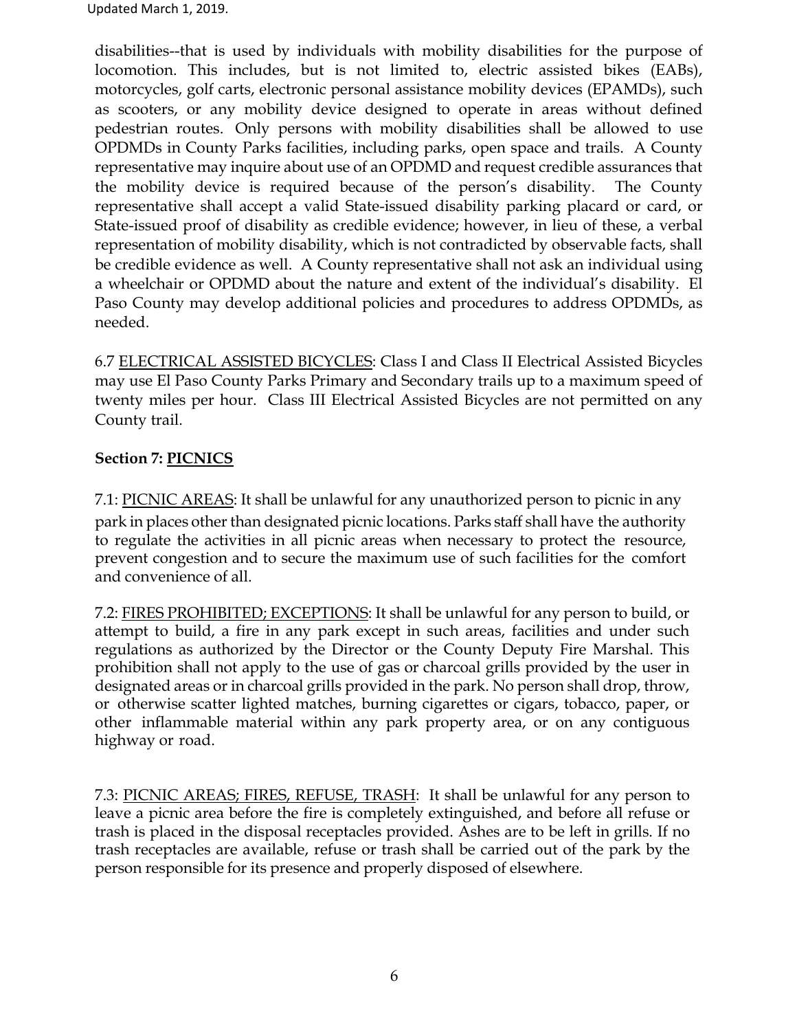disabilities--that is used by individuals with mobility disabilities for the purpose of locomotion. This includes, but is not limited to, electric assisted bikes (EABs), motorcycles, golf carts, electronic personal assistance mobility devices (EPAMDs), such as scooters, or any mobility device designed to operate in areas without defined pedestrian routes. Only persons with mobility disabilities shall be allowed to use OPDMDs in County Parks facilities, including parks, open space and trails. A County representative may inquire about use of an OPDMD and request credible assurances that the mobility device is required because of the person's disability. The County representative shall accept a valid State-issued disability parking placard or card, or State-issued proof of disability as credible evidence; however, in lieu of these, a verbal representation of mobility disability, which is not contradicted by observable facts, shall be credible evidence as well. A County representative shall not ask an individual using a wheelchair or OPDMD about the nature and extent of the individual's disability. El Paso County may develop additional policies and procedures to address OPDMDs, as needed.

6.7 ELECTRICAL ASSISTED BICYCLES: Class I and Class II Electrical Assisted Bicycles may use El Paso County Parks Primary and Secondary trails up to a maximum speed of twenty miles per hour. Class III Electrical Assisted Bicycles are not permitted on any County trail.

**Section 7: PICNICS**

7.1: PICNIC AREAS: It shall be unlawful for any unauthorized person to picnic in any park in places other than designated picnic locations. Parks staff shall have the authority to regulate the activities in all picnic areas when necessary to protect the resource, prevent congestion and to secure the maximum use of such facilities for the comfort and convenience of all.

7.2: FIRES PROHIBITED; EXCEPTIONS: It shall be unlawful for any person to build, or attempt to build, a fire in any park except in such areas, facilities and under such regulations as authorized by the Director or the County Deputy Fire Marshal. This prohibition shall not apply to the use of gas or charcoal grills provided by the user in designated areas or in charcoal grills provided in the park. No person shall drop, throw, or otherwise scatter lighted matches, burning cigarettes or cigars, tobacco, paper, or other inflammable material within any park property area, or on any contiguous highway or road.

7.3: PICNIC AREAS; FIRES, REFUSE, TRASH: It shall be unlawful for any person to leave a picnic area before the fire is completely extinguished, and before all refuse or trash is placed in the disposal receptacles provided. Ashes are to be left in grills. If no trash receptacles are available, refuse or trash shall be carried out of the park by the person responsible for its presence and properly disposed of elsewhere.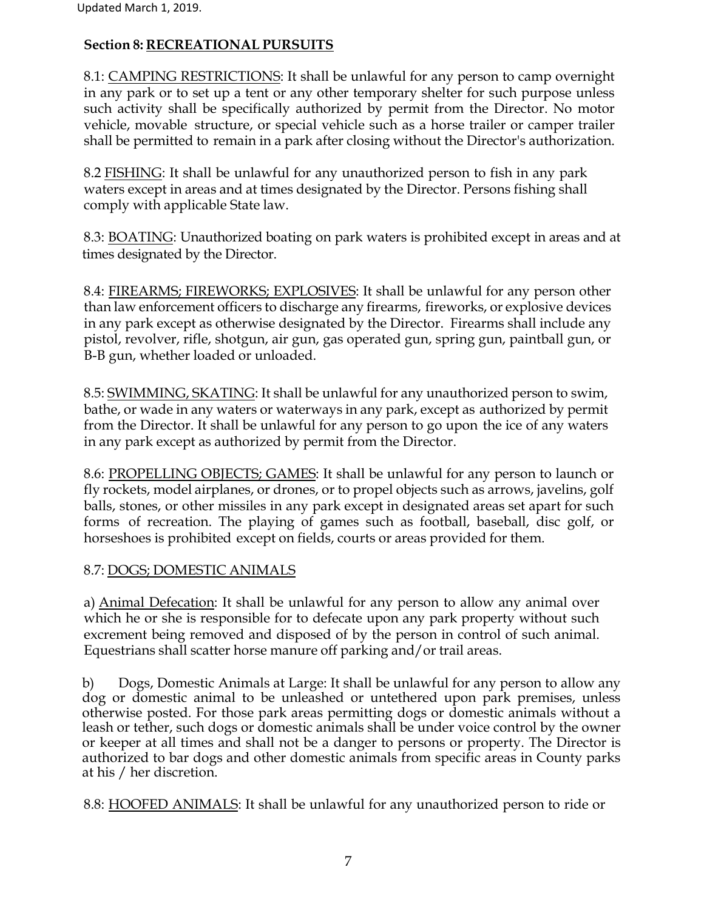Updated March 1, 2019.

## Section 8: RECREATIONAL PURSUITS

8.1: CAMPING RESTRICTIONS: It shall be unlawful for any person to camp overnight in any park or to set up a tent or any other temporary shelter for such purpose unless such activity shall be specifically authorized by permit from the Director. No motor vehicle, movable structure, or special vehicle such as a horse trailer or camper trailer shall be permitted to remain in a park after closing without the Director's authorization.

8.2 FISHING: It shall be unlawful for any unauthorized person to fish in any park waters except in areas and at times designated by the Director. Persons fishing shall comply with applicable State law.

8.3: BOATING: Unauthorized boating on park waters is prohibited except in areas and at times designated by the Director.

8.4: FIREARMS; FIREWORKS; EXPLOSIVES: It shall be unlawful for any person other than law enforcement officers to discharge any firearms, fireworks, or explosive devices in any park except as otherwise designated by the Director. Firearms shall include any pistol, revolver, rifle, shotgun, air gun, gas operated gun, spring gun, paintball gun, or B-B gun, whether loaded or unloaded.

8.5: SWIMMING, SKATING: It shall be unlawful for any unauthorized person to swim, bathe, or wade in any waters or waterways in any park, except as authorized by permit from the Director. It shall be unlawful for any person to go upon the ice of any waters in any park except as authorized by permit from the Director.

8.6: PROPELLING OBJECTS; GAMES: It shall be unlawful for any person to launch or fly rockets, model airplanes, or drones, or to propel objects such as arrows, javelins, golf balls, stones, or other missiles in any park except in designated areas set apart for such forms of recreation. The playing of games such as football, baseball, disc golf, or horseshoes is prohibited except on fields, courts or areas provided for them.

8.7: DOGS; DOMESTIC ANIMALS

a) Animal Defecation: It shall be unlawful for any person to allow any animal over which he or she is responsible for to defecate upon any park property without such excrement being removed and disposed of by the person in control of such animal. Equestrians shall scatter horse manure off parking and/or trail areas.

b) Dogs, Domestic Animals at Large: It shall be unlawful for any person to allow any dog or domestic animal to be unleashed or untethered upon park premises, unless otherwise posted. For those park areas permitting dogs or domestic animals without a leash or tether, such dogs or domestic animals shall be under voice control by the owner or keeper at all times and shall not be a danger to persons or property. The Director is authorized to bar dogs and other domestic animals from specific areas in County parks at his / her discretion.

8.8: HOOFED ANIMALS: It shall be unlawful for any unauthorized person to ride or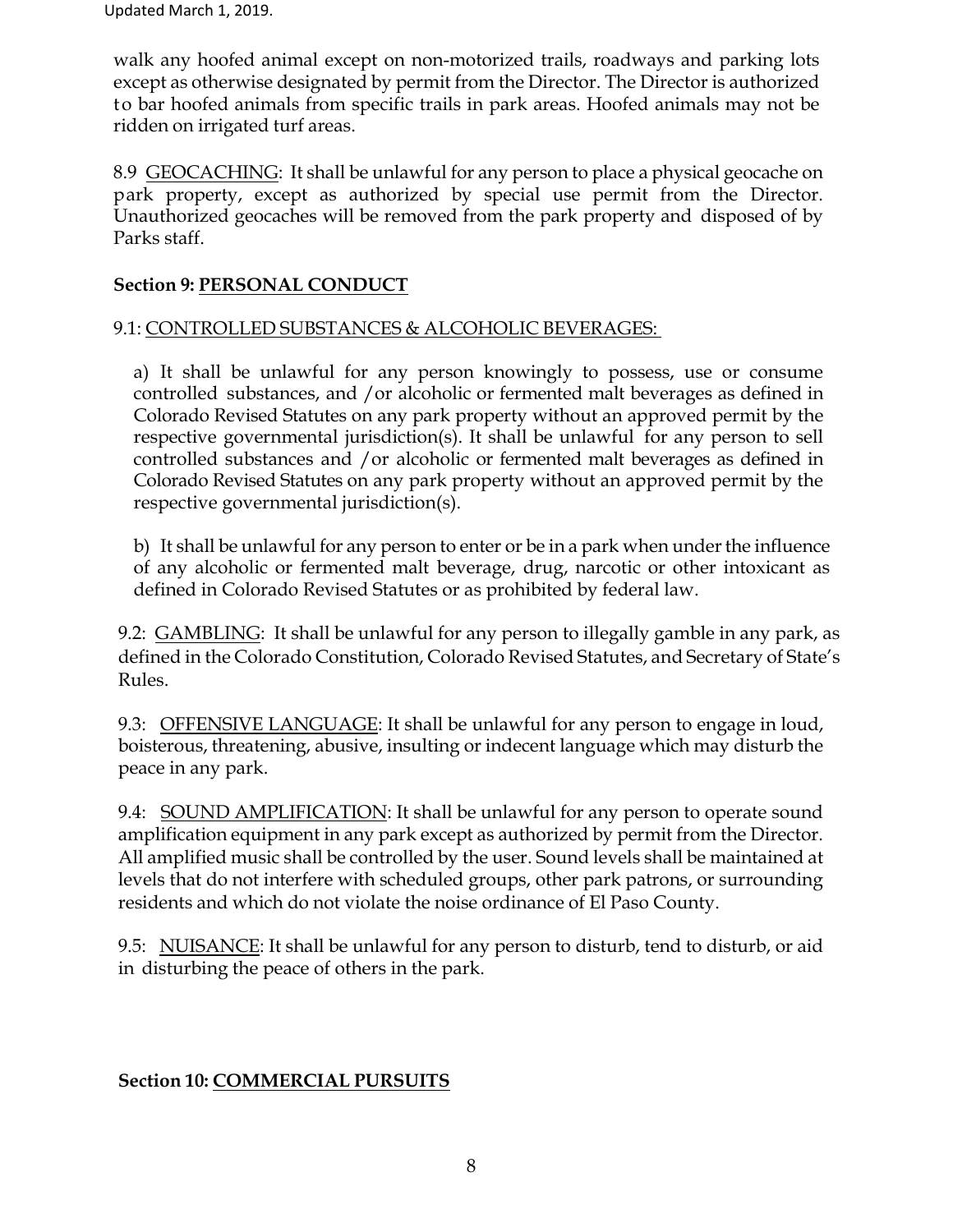walk any hoofed animal except on non-motorized trails, roadways and parking lots except as otherwise designated by permit from the Director. The Director is authorized to bar hoofed animals from specific trails in park areas. Hoofed animals may not be ridden on irrigated turf areas.

8.9 GEOCACHING: It shall be unlawful for any person to place a physical geocache on park property, except as authorized by special use permit from the Director. Unauthorized geocaches will be removed from the park property and disposed of by Parks staff.

### Section 9: PERSONAL CONDUCT

9.1: CONTROLLED SUBSTANCES & ALCOHOLIC BEVERAGES:

a) It shall be unlawful for any person knowingly to possess, use or consume controlled substances, and /or alcoholic or fermented malt beverages as defined in Colorado Revised Statutes on any park property without an approved permit by the respective governmental jurisdiction(s). It shall be unlawful for any person to sell controlled substances and /or alcoholic or fermented malt beverages as defined in Colorado Revised Statutes on any park property without an approved permit by the respective governmental jurisdiction(s).

b) It shall be unlawful for any person to enter or be in a park when under the influence of any alcoholic or fermented malt beverage, drug, narcotic or other intoxicant as defined in Colorado Revised Statutes or as prohibited by federal law.

9.2: GAMBLING: It shall be unlawful for any person to illegally gamble in any park, as defined in the Colorado Constitution, Colorado Revised Statutes, and Secretary of State's Rules.

9.3: OFFENSIVE LANGUAGE: It shall be unlawful for any person to engage in loud, boisterous, threatening, abusive, insulting or indecent language which may disturb the peace in any park.

9.4: SOUND AMPLIFICATION: It shall be unlawful for any person to operate sound amplification equipment in any park except as authorized by permit from the Director. All amplified music shall be controlled by the user. Sound levels shall be maintained at levels that do not interfere with scheduled groups, other park patrons, or surrounding residents and which do not violate the noise ordinance of El Paso County.

9.5: NUISANCE: It shall be unlawful for any person to disturb, tend to disturb, or aid in disturbing the peace of others in the park.

### Section 10: COMMERCIAL PURSUITS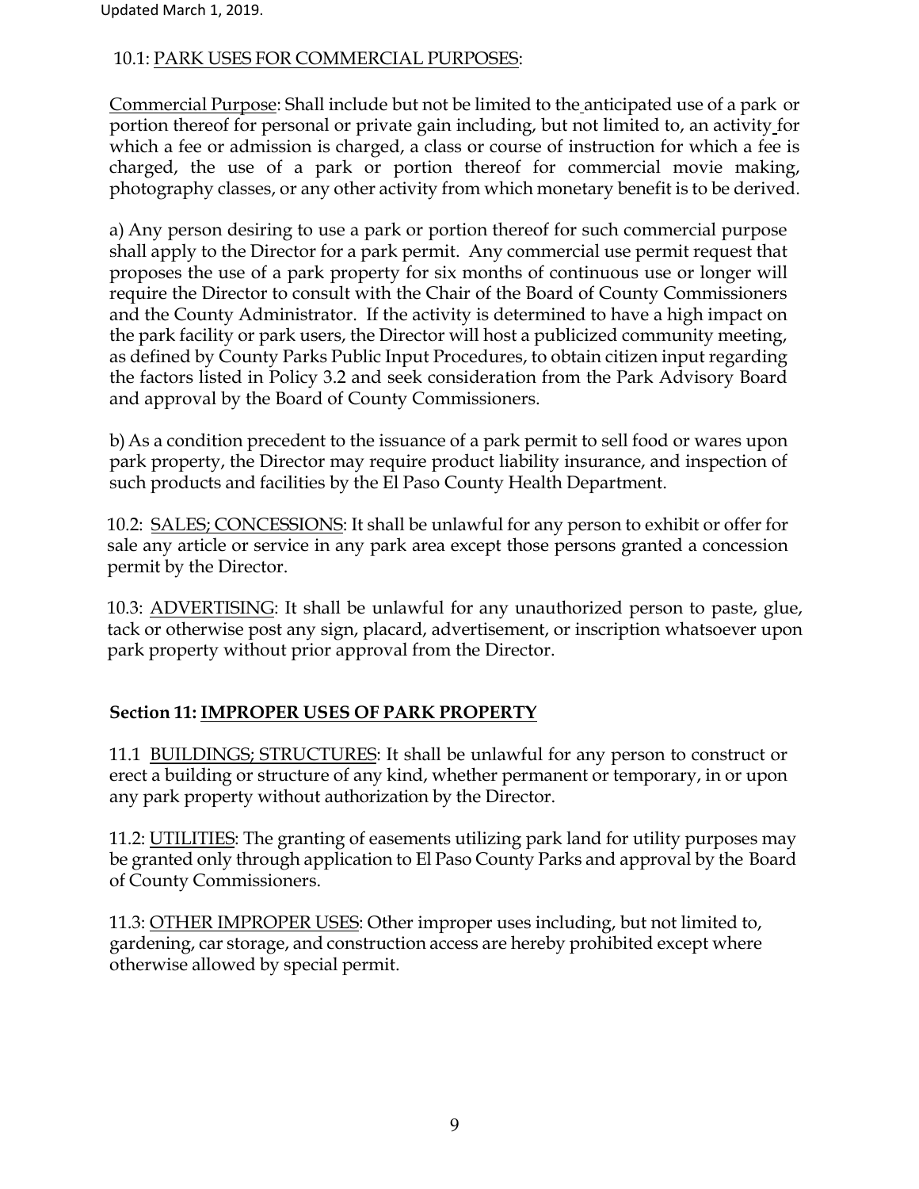Updated March 1, 2019.

10.1: PARK USES FOR COMMERCIAL PURPOSES:

Commercial Purpose: Shall include but not be limited to the anticipated use of a park or portion thereof for personal or private gain including, but not limited to, an activity for which a fee or admission is charged, a class or course of instruction for which a fee is charged, the use of a park or portion thereof for commercial movie making, photography classes, or any other activity from which monetary benefit is to be derived.

a) Any person desiring to use a park or portion thereof for such commercial purpose shall apply to the Director for a park permit. Any commercial use permit request that proposes the use of a park property for six months of continuous use or longer will require the Director to consult with the Chair of the Board of County Commissioners and the County Administrator. If the activity is determined to have a high impact on the park facility or park users, the Director will host a publicized community meeting, as defined by County Parks Public Input Procedures, to obtain citizen input regarding the factors listed in Policy 3.2 and seek consideration from the Park Advisory Board and approval by the Board of County Commissioners.

b) As a condition precedent to the issuance of a park permit to sell food or wares upon park property, the Director may require product liability insurance, and inspection of such products and facilities by the El Paso County Health Department.

10.2: SALES; CONCESSIONS: It shall be unlawful for any person to exhibit or offer for sale any article or service in any park area except those persons granted a concession permit by the Director.

10.3: ADVERTISING: It shall be unlawful for any unauthorized person to paste, glue, tack or otherwise post any sign, placard, advertisement, or inscription whatsoever upon park property without prior approval from the Director.

## Section 11: IMPROPER USES OF PARK PROPERTY

11.1 BUILDINGS; STRUCTURES: It shall be unlawful for any person to construct or erect a building or structure of any kind, whether permanent or temporary, in or upon any park property without authorization by the Director.

11.2: UTILITIES: The granting of easements utilizing park land for utility purposes may be granted only through application to El Paso County Parks and approval by the Board of County Commissioners.

11.3: OTHER IMPROPER USES: Other improper uses including, but not limited to, gardening, car storage, and construction access are hereby prohibited except where otherwise allowed by special permit.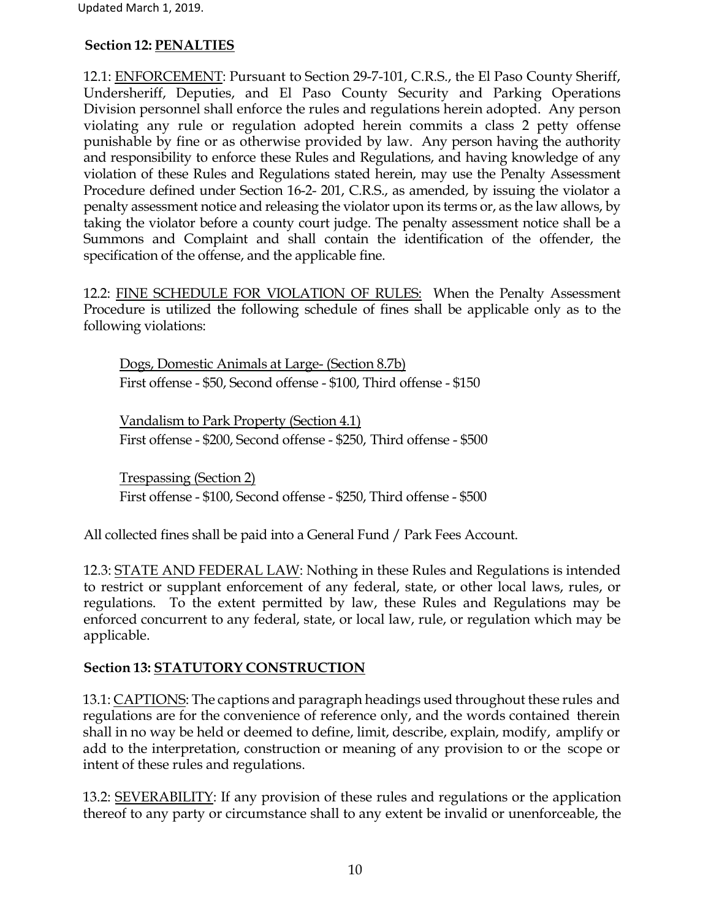Updated March 1, 2019.

## Section 12: <u>PENALTIES</u>

12.1: <u>ENFORCEMENT</u>: Pursuant to Section 29-7-101, C.R.S., the El Paso County Sheriff, Undersheriff, Deputies, and El Paso County Security and Parking Operations Division personnel shall enforce the rules and regulations herein adopted. Any person violating any rule or regulation adopted herein commits a class 2 petty offense punishable by fine or as otherwise provided by law. Any person having the authority and responsibility to enforce these Rules and Regulations, and having knowledge of any violation of these Rules and Regulations stated herein, may use the Penalty Assessment Procedure defined under Section 16-2- 201, C.R.S., as amended, by issuing the violator a penalty assessment notice and releasing the violator upon its terms or, as the law allows, by taking the violator before a county court judge. The penalty assessment notice shall be a Summons and Complaint and shall contain the identification of the offender, the specification of the offense, and the applicable fine.

12.2: <u>FINE SCHEDULE FOR VIOLATION OF RULES:</u> When the Penalty Assessment Procedure is utilized the following schedule of fines shall be applicable only as to the following violations:

<u>Dogs, Domestic Animals at Large- (Section 8.7b)</u>
First offense - $50, Second offense - $100, Third offense - $150

<u>Vandalism to Park Property (Section 4.1)</u>
First offense - $200, Second offense - $250, Third offense - $500

<u>Trespassing (Section 2)</u>
First offense - $100, Second offense - $250, Third offense - $500

All collected fines shall be paid into a General Fund / Park Fees Account.

12.3: <u>STATE AND FEDERAL LAW</u>: Nothing in these Rules and Regulations is intended to restrict or supplant enforcement of any federal, state, or other local laws, rules, or regulations. To the extent permitted by law, these Rules and Regulations may be enforced concurrent to any federal, state, or local law, rule, or regulation which may be applicable.

## Section 13: <u>STATUTORY CONSTRUCTION</u>

13.1: <u>CAPTIONS</u>: The captions and paragraph headings used throughout these rules and regulations are for the convenience of reference only, and the words contained therein shall in no way be held or deemed to define, limit, describe, explain, modify, amplify or add to the interpretation, construction or meaning of any provision to or the scope or intent of these rules and regulations.

13.2: <u>SEVERABILITY</u>: If any provision of these rules and regulations or the application thereof to any party or circumstance shall to any extent be invalid or unenforceable, the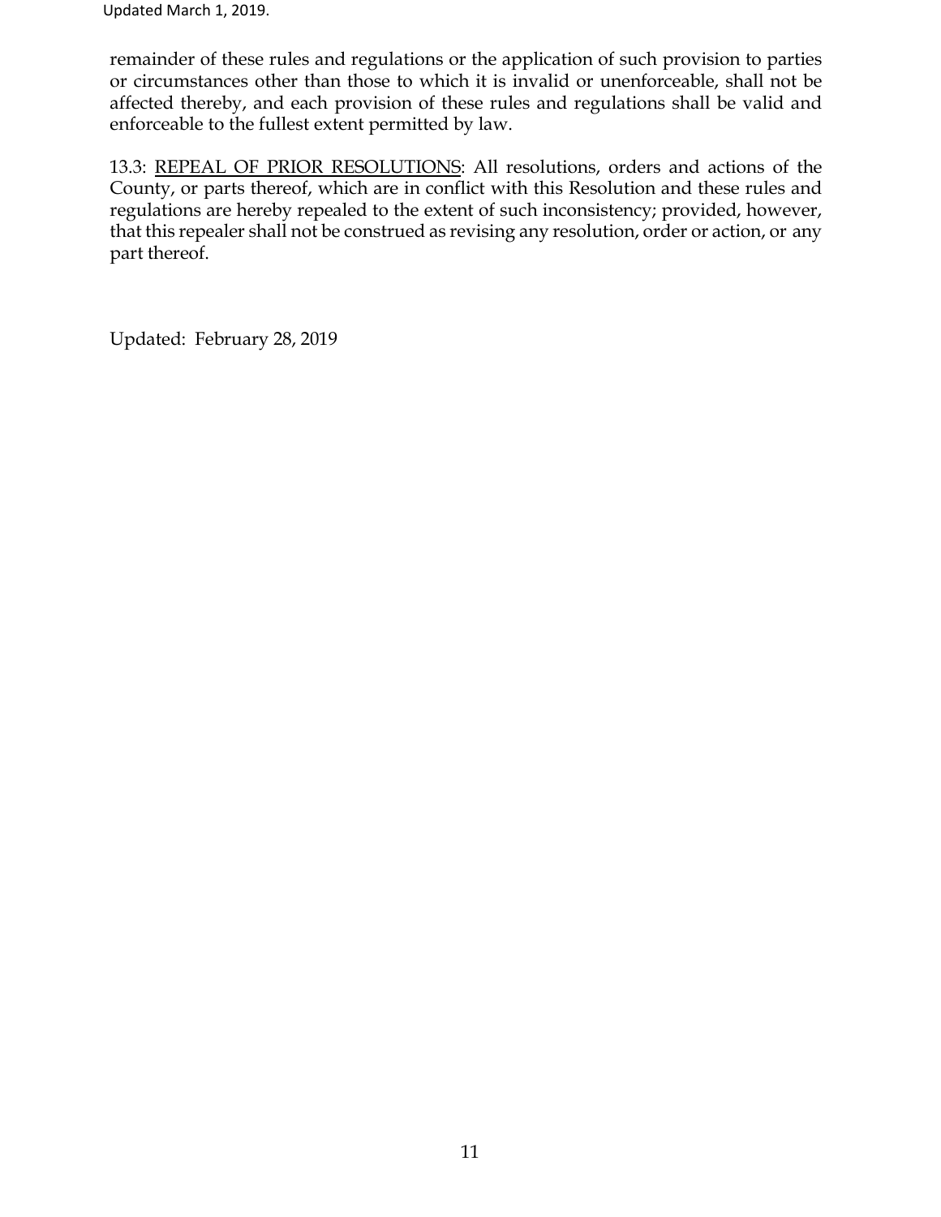remainder of these rules and regulations or the application of such provision to parties or circumstances other than those to which it is invalid or unenforceable, shall not be affected thereby, and each provision of these rules and regulations shall be valid and enforceable to the fullest extent permitted by law.

13.3: <u>REPEAL OF PRIOR RESOLUTIONS</u>: All resolutions, orders and actions of the County, or parts thereof, which are in conflict with this Resolution and these rules and regulations are hereby repealed to the extent of such inconsistency; provided, however, that this repealer shall not be construed as revising any resolution, order or action, or any part thereof.

Updated: February 28, 2019